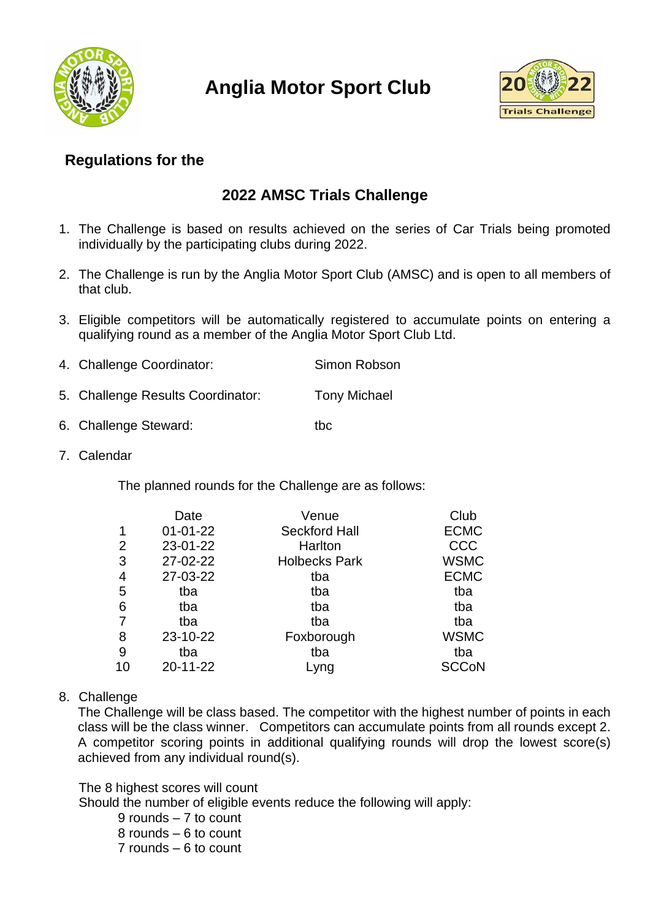# Anglia Motor Sport Club

## Regulations for the

## 2022 AMSC Trials Challenge

1. The Challenge is based on results achieved on the series of Car Trials being promoted individually by the participating clubs during 2022.

2. The Challenge is run by the Anglia Motor Sport Club (AMSC) and is open to all members of that club.

3. Eligible competitors will be automatically registered to accumulate points on entering a qualifying round as a member of the Anglia Motor Sport Club Ltd.

4. Challenge Coordinator: Simon Robson

5. Challenge Results Coordinator: Tony Michael

6. Challenge Steward: tbc

7. Calendar

   The planned rounds for the Challenge are as follows:

| | Date | Venue | Club |
|---|---|---|---|
| 1 | 01-01-22 | Seckford Hall | ECMC |
| 2 | 23-01-22 | Harlton | CCC |
| 3 | 27-02-22 | Holbecks Park | WSMC |
| 4 | 27-03-22 | tba | ECMC |
| 5 | tba | tba | tba |
| 6 | tba | tba | tba |
| 7 | tba | tba | tba |
| 8 | 23-10-22 | Foxborough | WSMC |
| 9 | tba | tba | tba |
| 10 | 20-11-22 | Lyng | SCCoN |

8. Challenge

   The Challenge will be class based. The competitor with the highest number of points in each class will be the class winner. Competitors can accumulate points from all rounds except 2. A competitor scoring points in additional qualifying rounds will drop the lowest score(s) achieved from any individual round(s).

   The 8 highest scores will count
   Should the number of eligible events reduce the following will apply:

   - 9 rounds – 7 to count
   - 8 rounds – 6 to count
   - 7 rounds – 6 to count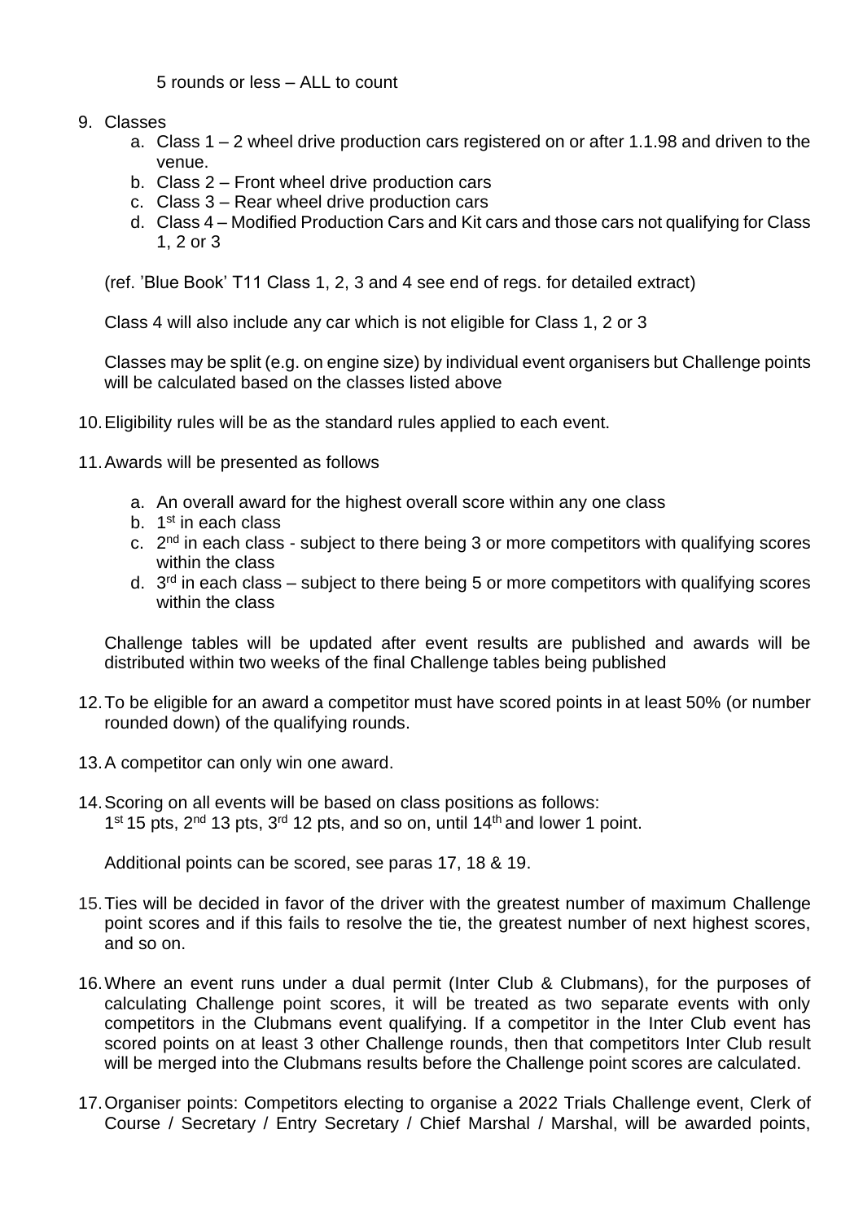5 rounds or less – ALL to count

9. Classes
    a. Class 1 – 2 wheel drive production cars registered on or after 1.1.98 and driven to the venue.
    b. Class 2 – Front wheel drive production cars
    c. Class 3 – Rear wheel drive production cars
    d. Class 4 – Modified Production Cars and Kit cars and those cars not qualifying for Class 1, 2 or 3

    (ref. 'Blue Book' T11 Class 1, 2, 3 and 4 see end of regs. for detailed extract)

    Class 4 will also include any car which is not eligible for Class 1, 2 or 3

    Classes may be split (e.g. on engine size) by individual event organisers but Challenge points will be calculated based on the classes listed above

10. Eligibility rules will be as the standard rules applied to each event.

11. Awards will be presented as follows
    a. An overall award for the highest overall score within any one class
    b. 1st in each class
    c. 2nd in each class - subject to there being 3 or more competitors with qualifying scores within the class
    d. 3rd in each class – subject to there being 5 or more competitors with qualifying scores within the class

    Challenge tables will be updated after event results are published and awards will be distributed within two weeks of the final Challenge tables being published

12. To be eligible for an award a competitor must have scored points in at least 50% (or number rounded down) of the qualifying rounds.

13. A competitor can only win one award.

14. Scoring on all events will be based on class positions as follows:
    1st 15 pts, 2nd 13 pts, 3rd 12 pts, and so on, until 14th and lower 1 point.

    Additional points can be scored, see paras 17, 18 & 19.

15. Ties will be decided in favor of the driver with the greatest number of maximum Challenge point scores and if this fails to resolve the tie, the greatest number of next highest scores, and so on.

16. Where an event runs under a dual permit (Inter Club & Clubmans), for the purposes of calculating Challenge point scores, it will be treated as two separate events with only competitors in the Clubmans event qualifying. If a competitor in the Inter Club event has scored points on at least 3 other Challenge rounds, then that competitors Inter Club result will be merged into the Clubmans results before the Challenge point scores are calculated.

17. Organiser points: Competitors electing to organise a 2022 Trials Challenge event, Clerk of Course / Secretary / Entry Secretary / Chief Marshal / Marshal, will be awarded points,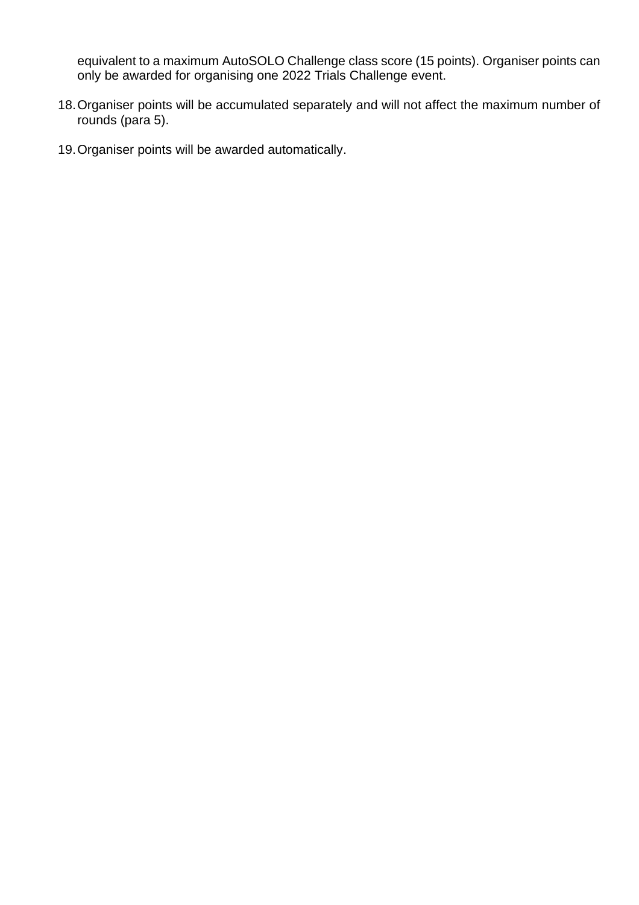equivalent to a maximum AutoSOLO Challenge class score (15 points). Organiser points can only be awarded for organising one 2022 Trials Challenge event.

18. Organiser points will be accumulated separately and will not affect the maximum number of rounds (para 5).

19. Organiser points will be awarded automatically.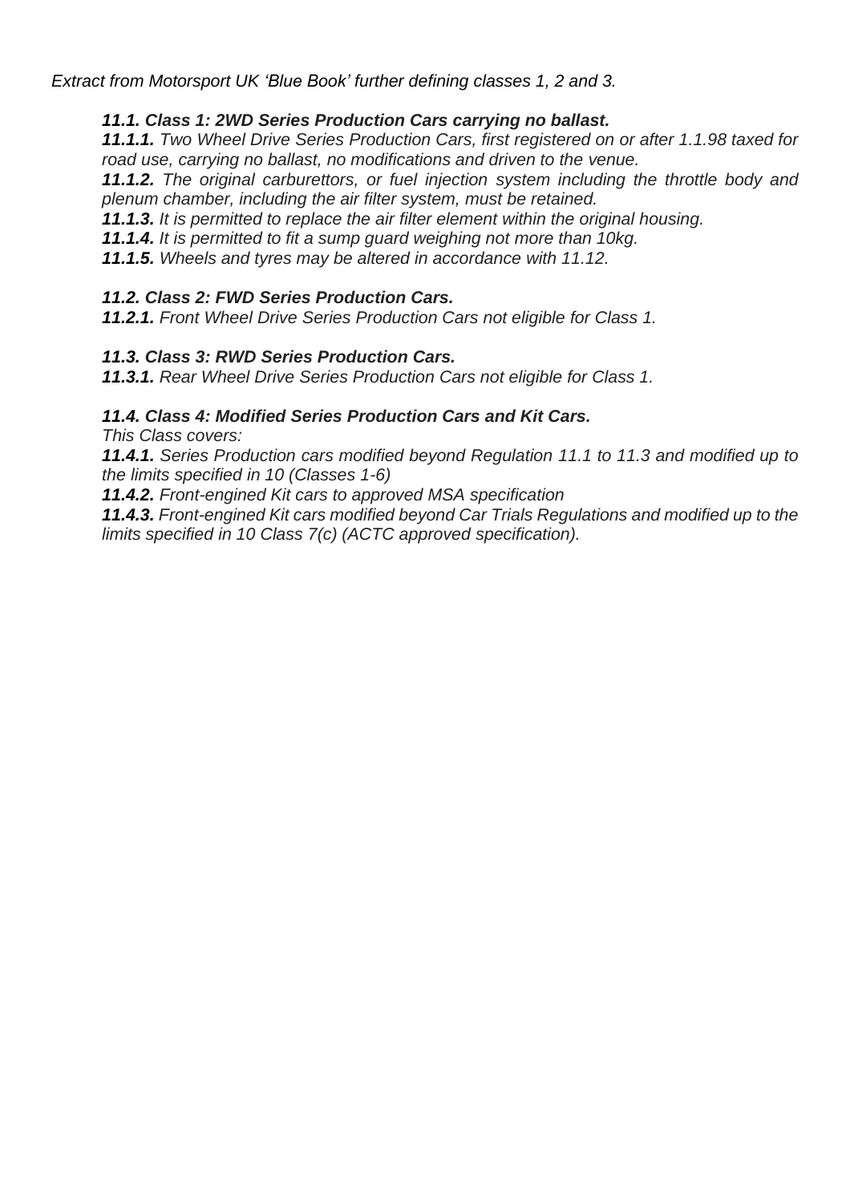*Extract from Motorsport UK 'Blue Book' further defining classes 1, 2 and 3.*

***11.1. Class 1: 2WD Series Production Cars carrying no ballast.***

***11.1.1.*** *Two Wheel Drive Series Production Cars, first registered on or after 1.1.98 taxed for road use, carrying no ballast, no modifications and driven to the venue.*

***11.1.2.*** *The original carburettors, or fuel injection system including the throttle body and plenum chamber, including the air filter system, must be retained.*

***11.1.3.*** *It is permitted to replace the air filter element within the original housing.*

***11.1.4.*** *It is permitted to fit a sump guard weighing not more than 10kg.*

***11.1.5.*** *Wheels and tyres may be altered in accordance with 11.12.*

***11.2. Class 2: FWD Series Production Cars.***

***11.2.1.*** *Front Wheel Drive Series Production Cars not eligible for Class 1.*

***11.3. Class 3: RWD Series Production Cars.***

***11.3.1.*** *Rear Wheel Drive Series Production Cars not eligible for Class 1.*

***11.4. Class 4: Modified Series Production Cars and Kit Cars.***

*This Class covers:*

***11.4.1.*** *Series Production cars modified beyond Regulation 11.1 to 11.3 and modified up to the limits specified in 10 (Classes 1-6)*

***11.4.2.*** *Front-engined Kit cars to approved MSA specification*

***11.4.3.*** *Front-engined Kit cars modified beyond Car Trials Regulations and modified up to the limits specified in 10 Class 7(c) (ACTC approved specification).*